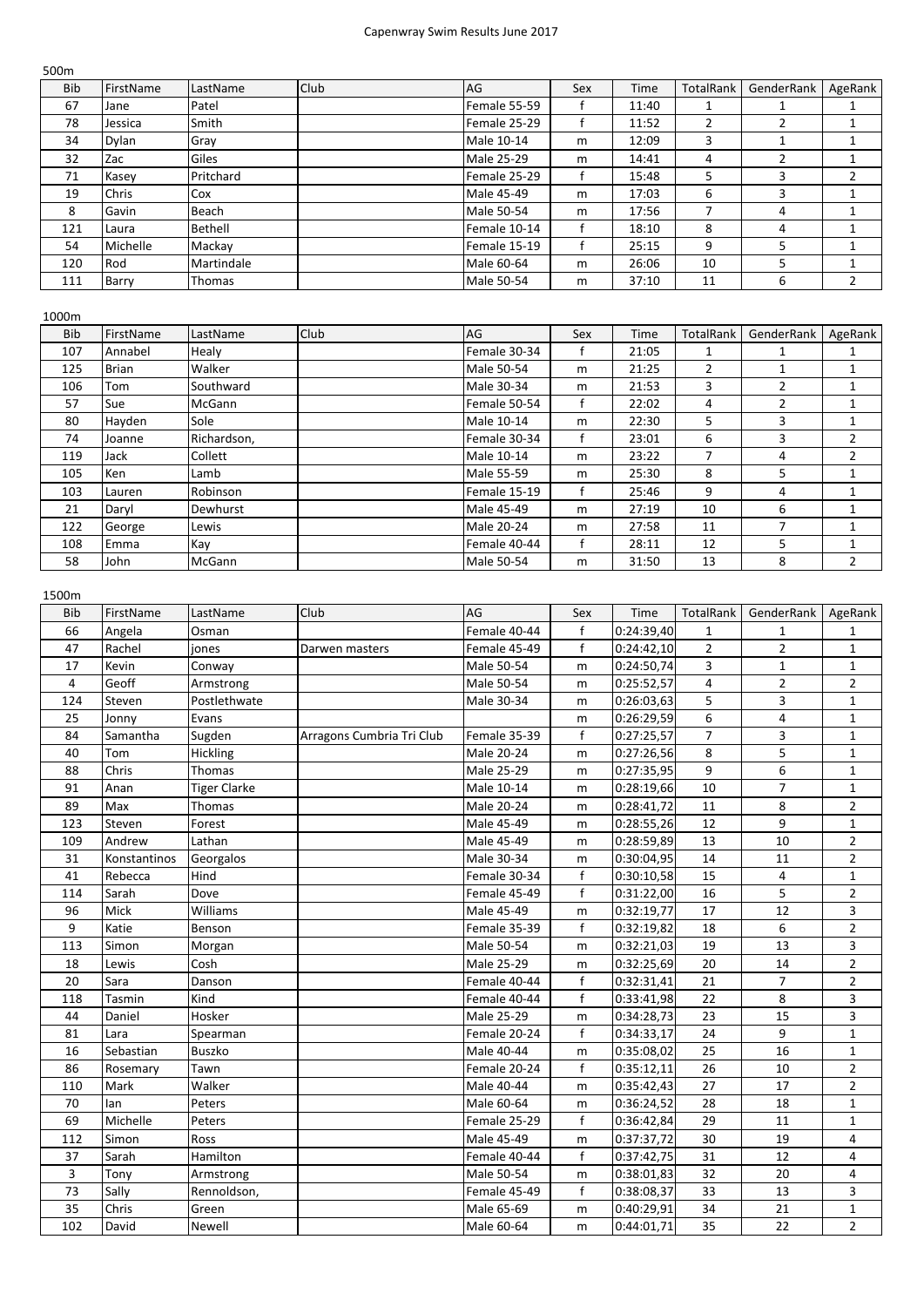# Capenwray Swim Results June 2017

500m

| Bib | FirstName | LastName | Club | AG | Sex | Time | TotalRank | GenderRank | AgeRank |
|---|---|---|---|---|---|---|---|---|---|
| 67 | Jane | Patel | | Female 55-59 | f | 11:40 | 1 | 1 | 1 |
| 78 | Jessica | Smith | | Female 25-29 | f | 11:52 | 2 | 2 | 1 |
| 34 | Dylan | Gray | | Male 10-14 | m | 12:09 | 3 | 1 | 1 |
| 32 | Zac | Giles | | Male 25-29 | m | 14:41 | 4 | 2 | 1 |
| 71 | Kasey | Pritchard | | Female 25-29 | f | 15:48 | 5 | 3 | 2 |
| 19 | Chris | Cox | | Male 45-49 | m | 17:03 | 6 | 3 | 1 |
| 8 | Gavin | Beach | | Male 50-54 | m | 17:56 | 7 | 4 | 1 |
| 121 | Laura | Bethell | | Female 10-14 | f | 18:10 | 8 | 4 | 1 |
| 54 | Michelle | Mackay | | Female 15-19 | f | 25:15 | 9 | 5 | 1 |
| 120 | Rod | Martindale | | Male 60-64 | m | 26:06 | 10 | 5 | 1 |
| 111 | Barry | Thomas | | Male 50-54 | m | 37:10 | 11 | 6 | 2 |

1000m

| Bib | FirstName | LastName | Club | AG | Sex | Time | TotalRank | GenderRank | AgeRank |
|---|---|---|---|---|---|---|---|---|---|
| 107 | Annabel | Healy | | Female 30-34 | f | 21:05 | 1 | 1 | 1 |
| 125 | Brian | Walker | | Male 50-54 | m | 21:25 | 2 | 1 | 1 |
| 106 | Tom | Southward | | Male 30-34 | m | 21:53 | 3 | 2 | 1 |
| 57 | Sue | McGann | | Female 50-54 | f | 22:02 | 4 | 2 | 1 |
| 80 | Hayden | Sole | | Male 10-14 | m | 22:30 | 5 | 3 | 1 |
| 74 | Joanne | Richardson, | | Female 30-34 | f | 23:01 | 6 | 3 | 2 |
| 119 | Jack | Collett | | Male 10-14 | m | 23:22 | 7 | 4 | 2 |
| 105 | Ken | Lamb | | Male 55-59 | m | 25:30 | 8 | 5 | 1 |
| 103 | Lauren | Robinson | | Female 15-19 | f | 25:46 | 9 | 4 | 1 |
| 21 | Daryl | Dewhurst | | Male 45-49 | m | 27:19 | 10 | 6 | 1 |
| 122 | George | Lewis | | Male 20-24 | m | 27:58 | 11 | 7 | 1 |
| 108 | Emma | Kay | | Female 40-44 | f | 28:11 | 12 | 5 | 1 |
| 58 | John | McGann | | Male 50-54 | m | 31:50 | 13 | 8 | 2 |

1500m

| Bib | FirstName | LastName | Club | AG | Sex | Time | TotalRank | GenderRank | AgeRank |
|---|---|---|---|---|---|---|---|---|---|
| 66 | Angela | Osman | | Female 40-44 | f | 0:24:39,40 | 1 | 1 | 1 |
| 47 | Rachel | jones | Darwen masters | Female 45-49 | f | 0:24:42,10 | 2 | 2 | 1 |
| 17 | Kevin | Conway | | Male 50-54 | m | 0:24:50,74 | 3 | 1 | 1 |
| 4 | Geoff | Armstrong | | Male 50-54 | m | 0:25:52,57 | 4 | 2 | 2 |
| 124 | Steven | Postlethwate | | Male 30-34 | m | 0:26:03,63 | 5 | 3 | 1 |
| 25 | Jonny | Evans | | | m | 0:26:29,59 | 6 | 4 | 1 |
| 84 | Samantha | Sugden | Arragons Cumbria Tri Club | Female 35-39 | f | 0:27:25,57 | 7 | 3 | 1 |
| 40 | Tom | Hickling | | Male 20-24 | m | 0:27:26,56 | 8 | 5 | 1 |
| 88 | Chris | Thomas | | Male 25-29 | m | 0:27:35,95 | 9 | 6 | 1 |
| 91 | Anan | Tiger Clarke | | Male 10-14 | m | 0:28:19,66 | 10 | 7 | 1 |
| 89 | Max | Thomas | | Male 20-24 | m | 0:28:41,72 | 11 | 8 | 2 |
| 123 | Steven | Forest | | Male 45-49 | m | 0:28:55,26 | 12 | 9 | 1 |
| 109 | Andrew | Lathan | | Male 45-49 | m | 0:28:59,89 | 13 | 10 | 2 |
| 31 | Konstantinos | Georgalos | | Male 30-34 | m | 0:30:04,95 | 14 | 11 | 2 |
| 41 | Rebecca | Hind | | Female 30-34 | f | 0:30:10,58 | 15 | 4 | 1 |
| 114 | Sarah | Dove | | Female 45-49 | f | 0:31:22,00 | 16 | 5 | 2 |
| 96 | Mick | Williams | | Male 45-49 | m | 0:32:19,77 | 17 | 12 | 3 |
| 9 | Katie | Benson | | Female 35-39 | f | 0:32:19,82 | 18 | 6 | 2 |
| 113 | Simon | Morgan | | Male 50-54 | m | 0:32:21,03 | 19 | 13 | 3 |
| 18 | Lewis | Cosh | | Male 25-29 | m | 0:32:25,69 | 20 | 14 | 2 |
| 20 | Sara | Danson | | Female 40-44 | f | 0:32:31,41 | 21 | 7 | 2 |
| 118 | Tasmin | Kind | | Female 40-44 | f | 0:33:41,98 | 22 | 8 | 3 |
| 44 | Daniel | Hosker | | Male 25-29 | m | 0:34:28,73 | 23 | 15 | 3 |
| 81 | Lara | Spearman | | Female 20-24 | f | 0:34:33,17 | 24 | 9 | 1 |
| 16 | Sebastian | Buszko | | Male 40-44 | m | 0:35:08,02 | 25 | 16 | 1 |
| 86 | Rosemary | Tawn | | Female 20-24 | f | 0:35:12,11 | 26 | 10 | 2 |
| 110 | Mark | Walker | | Male 40-44 | m | 0:35:42,43 | 27 | 17 | 2 |
| 70 | Ian | Peters | | Male 60-64 | m | 0:36:24,52 | 28 | 18 | 1 |
| 69 | Michelle | Peters | | Female 25-29 | f | 0:36:42,84 | 29 | 11 | 1 |
| 112 | Simon | Ross | | Male 45-49 | m | 0:37:37,72 | 30 | 19 | 4 |
| 37 | Sarah | Hamilton | | Female 40-44 | f | 0:37:42,75 | 31 | 12 | 4 |
| 3 | Tony | Armstrong | | Male 50-54 | m | 0:38:01,83 | 32 | 20 | 4 |
| 73 | Sally | Rennoldson, | | Female 45-49 | f | 0:38:08,37 | 33 | 13 | 3 |
| 35 | Chris | Green | | Male 65-69 | m | 0:40:29,91 | 34 | 21 | 1 |
| 102 | David | Newell | | Male 60-64 | m | 0:44:01,71 | 35 | 22 | 2 |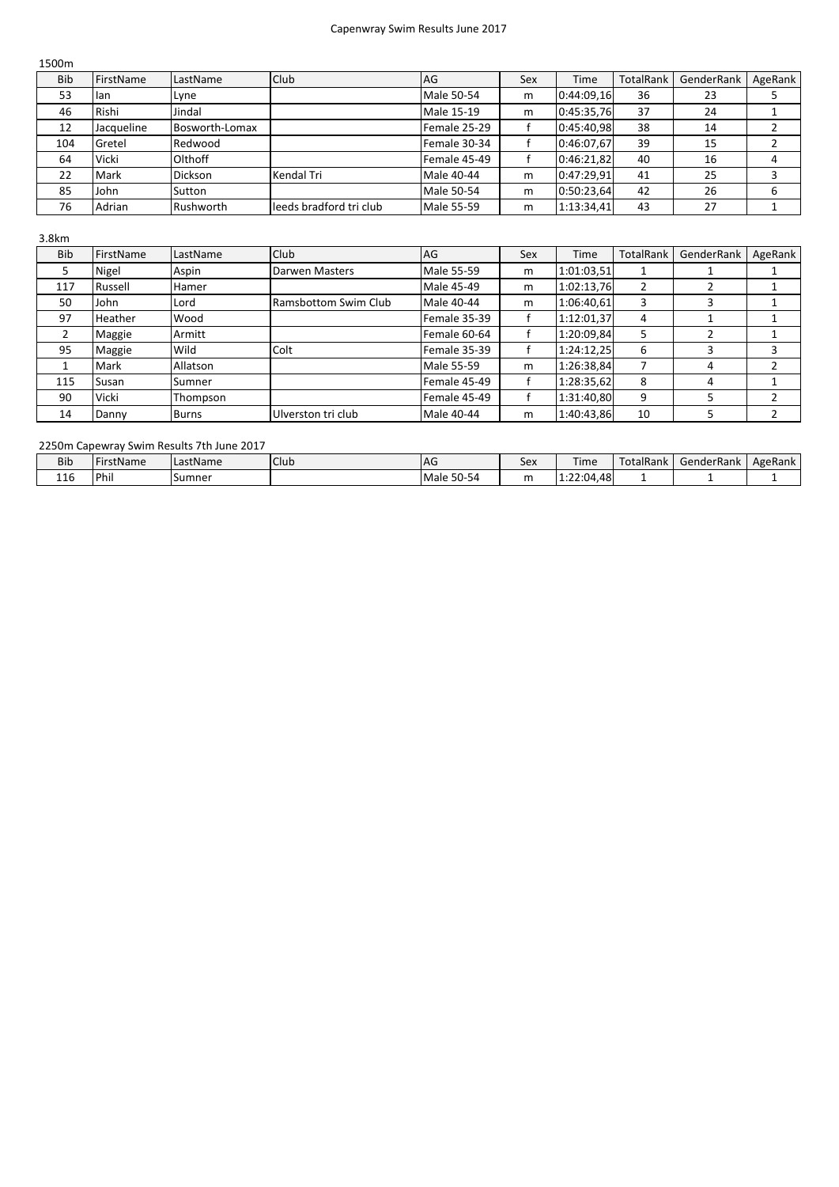# Capenwray Swim Results June 2017

## 1500m

| Bib | FirstName | LastName | Club | AG | Sex | Time | TotalRank | GenderRank | AgeRank |
|---|---|---|---|---|---|---|---|---|---|
| 53 | Ian | Lyne | | Male 50-54 | m | 0:44:09,16 | 36 | 23 | 5 |
| 46 | Rishi | Jindal | | Male 15-19 | m | 0:45:35,76 | 37 | 24 | 1 |
| 12 | Jacqueline | Bosworth-Lomax | | Female 25-29 | f | 0:45:40,98 | 38 | 14 | 2 |
| 104 | Gretel | Redwood | | Female 30-34 | f | 0:46:07,67 | 39 | 15 | 2 |
| 64 | Vicki | Olthoff | | Female 45-49 | f | 0:46:21,82 | 40 | 16 | 4 |
| 22 | Mark | Dickson | Kendal Tri | Male 40-44 | m | 0:47:29,91 | 41 | 25 | 3 |
| 85 | John | Sutton | | Male 50-54 | m | 0:50:23,64 | 42 | 26 | 6 |
| 76 | Adrian | Rushworth | leeds bradford tri club | Male 55-59 | m | 1:13:34,41 | 43 | 27 | 1 |

## 3.8km

| Bib | FirstName | LastName | Club | AG | Sex | Time | TotalRank | GenderRank | AgeRank |
|---|---|---|---|---|---|---|---|---|---|
| 5 | Nigel | Aspin | Darwen Masters | Male 55-59 | m | 1:01:03,51 | 1 | 1 | 1 |
| 117 | Russell | Hamer | | Male 45-49 | m | 1:02:13,76 | 2 | 2 | 1 |
| 50 | John | Lord | Ramsbottom Swim Club | Male 40-44 | m | 1:06:40,61 | 3 | 3 | 1 |
| 97 | Heather | Wood | | Female 35-39 | f | 1:12:01,37 | 4 | 1 | 1 |
| 2 | Maggie | Armitt | | Female 60-64 | f | 1:20:09,84 | 5 | 2 | 1 |
| 95 | Maggie | Wild | Colt | Female 35-39 | f | 1:24:12,25 | 6 | 3 | 3 |
| 1 | Mark | Allatson | | Male 55-59 | m | 1:26:38,84 | 7 | 4 | 2 |
| 115 | Susan | Sumner | | Female 45-49 | f | 1:28:35,62 | 8 | 4 | 1 |
| 90 | Vicki | Thompson | | Female 45-49 | f | 1:31:40,80 | 9 | 5 | 2 |
| 14 | Danny | Burns | Ulverston tri club | Male 40-44 | m | 1:40:43,86 | 10 | 5 | 2 |

## 2250m Capewray Swim Results 7th June 2017

| Bib | FirstName | LastName | Club | AG | Sex | Time | TotalRank | GenderRank | AgeRank |
|---|---|---|---|---|---|---|---|---|---|
| 116 | Phil | Sumner | | Male 50-54 | m | 1:22:04,48 | 1 | 1 | 1 |